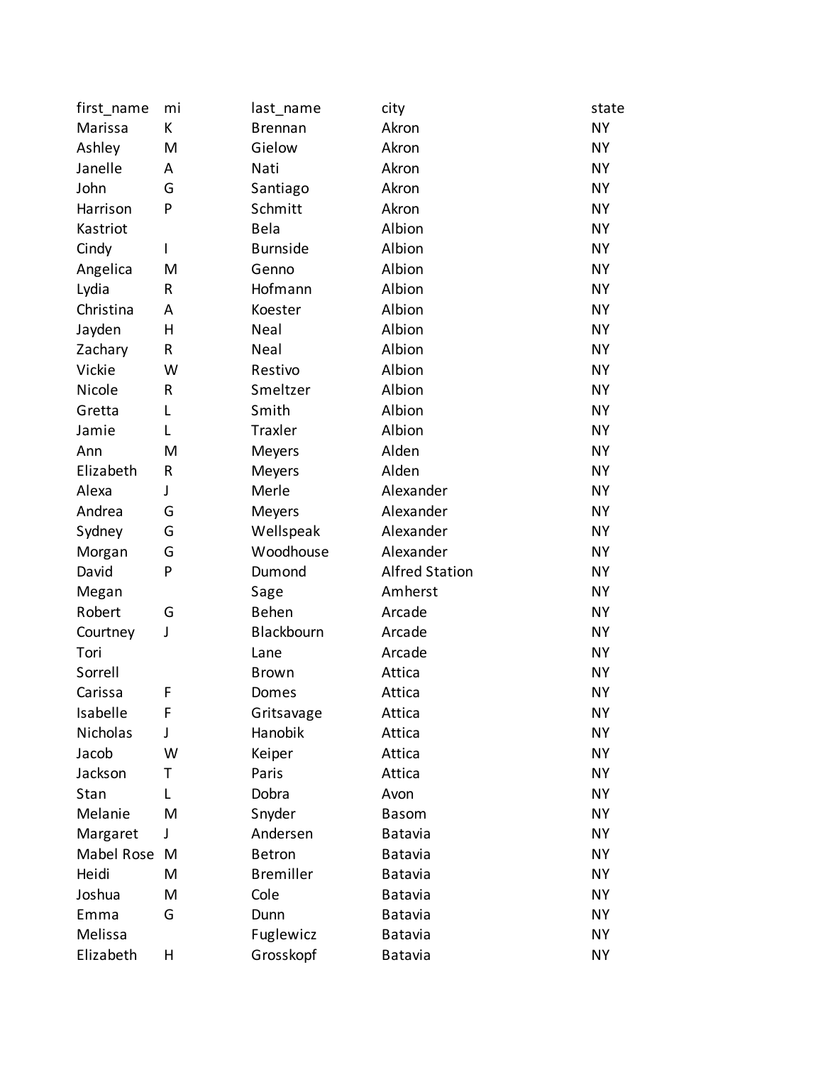| first_name | mi | last_name | city | state |
|---|---|---|---|---|
| Marissa | K | Brennan | Akron | NY |
| Ashley | M | Gielow | Akron | NY |
| Janelle | A | Nati | Akron | NY |
| John | G | Santiago | Akron | NY |
| Harrison | P | Schmitt | Akron | NY |
| Kastriot | | Bela | Albion | NY |
| Cindy | I | Burnside | Albion | NY |
| Angelica | M | Genno | Albion | NY |
| Lydia | R | Hofmann | Albion | NY |
| Christina | A | Koester | Albion | NY |
| Jayden | H | Neal | Albion | NY |
| Zachary | R | Neal | Albion | NY |
| Vickie | W | Restivo | Albion | NY |
| Nicole | R | Smeltzer | Albion | NY |
| Gretta | L | Smith | Albion | NY |
| Jamie | L | Traxler | Albion | NY |
| Ann | M | Meyers | Alden | NY |
| Elizabeth | R | Meyers | Alden | NY |
| Alexa | J | Merle | Alexander | NY |
| Andrea | G | Meyers | Alexander | NY |
| Sydney | G | Wellspeak | Alexander | NY |
| Morgan | G | Woodhouse | Alexander | NY |
| David | P | Dumond | Alfred Station | NY |
| Megan | | Sage | Amherst | NY |
| Robert | G | Behen | Arcade | NY |
| Courtney | J | Blackbourn | Arcade | NY |
| Tori | | Lane | Arcade | NY |
| Sorrell | | Brown | Attica | NY |
| Carissa | F | Domes | Attica | NY |
| Isabelle | F | Gritsavage | Attica | NY |
| Nicholas | J | Hanobik | Attica | NY |
| Jacob | W | Keiper | Attica | NY |
| Jackson | T | Paris | Attica | NY |
| Stan | L | Dobra | Avon | NY |
| Melanie | M | Snyder | Basom | NY |
| Margaret | J | Andersen | Batavia | NY |
| Mabel Rose | M | Betron | Batavia | NY |
| Heidi | M | Bremiller | Batavia | NY |
| Joshua | M | Cole | Batavia | NY |
| Emma | G | Dunn | Batavia | NY |
| Melissa | | Fuglewicz | Batavia | NY |
| Elizabeth | H | Grosskopf | Batavia | NY |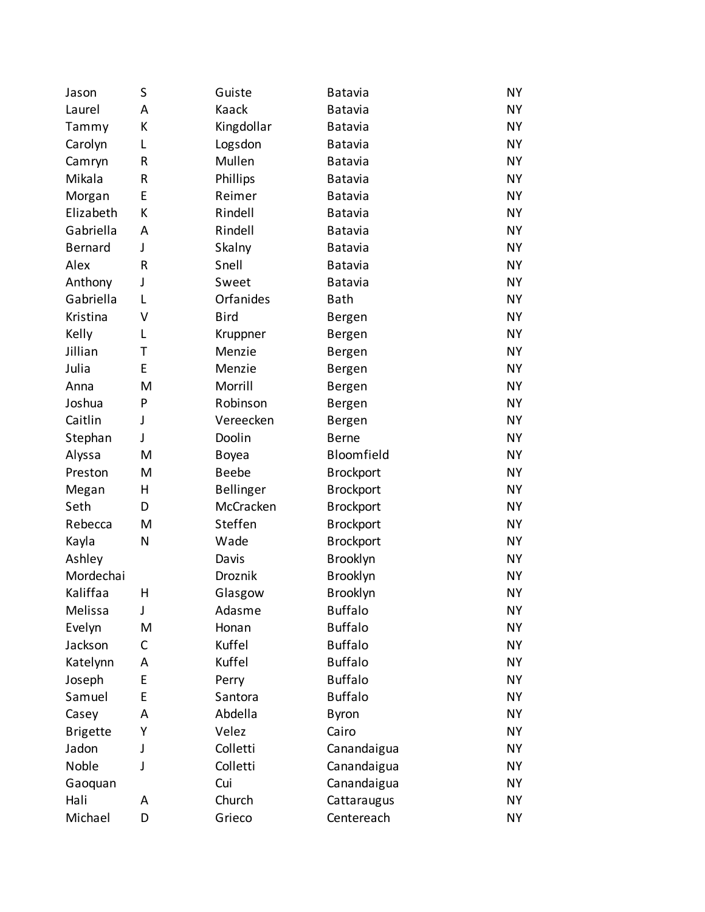| | | | | |
|---|---|---|---|---|
| Jason | S | Guiste | Batavia | NY |
| Laurel | A | Kaack | Batavia | NY |
| Tammy | K | Kingdollar | Batavia | NY |
| Carolyn | L | Logsdon | Batavia | NY |
| Camryn | R | Mullen | Batavia | NY |
| Mikala | R | Phillips | Batavia | NY |
| Morgan | E | Reimer | Batavia | NY |
| Elizabeth | K | Rindell | Batavia | NY |
| Gabriella | A | Rindell | Batavia | NY |
| Bernard | J | Skalny | Batavia | NY |
| Alex | R | Snell | Batavia | NY |
| Anthony | J | Sweet | Batavia | NY |
| Gabriella | L | Orfanides | Bath | NY |
| Kristina | V | Bird | Bergen | NY |
| Kelly | L | Kruppner | Bergen | NY |
| Jillian | T | Menzie | Bergen | NY |
| Julia | E | Menzie | Bergen | NY |
| Anna | M | Morrill | Bergen | NY |
| Joshua | P | Robinson | Bergen | NY |
| Caitlin | J | Vereecken | Bergen | NY |
| Stephan | J | Doolin | Berne | NY |
| Alyssa | M | Boyea | Bloomfield | NY |
| Preston | M | Beebe | Brockport | NY |
| Megan | H | Bellinger | Brockport | NY |
| Seth | D | McCracken | Brockport | NY |
| Rebecca | M | Steffen | Brockport | NY |
| Kayla | N | Wade | Brockport | NY |
| Ashley | | Davis | Brooklyn | NY |
| Mordechai | | Droznik | Brooklyn | NY |
| Kaliffaa | H | Glasgow | Brooklyn | NY |
| Melissa | J | Adasme | Buffalo | NY |
| Evelyn | M | Honan | Buffalo | NY |
| Jackson | C | Kuffel | Buffalo | NY |
| Katelynn | A | Kuffel | Buffalo | NY |
| Joseph | E | Perry | Buffalo | NY |
| Samuel | E | Santora | Buffalo | NY |
| Casey | A | Abdella | Byron | NY |
| Brigette | Y | Velez | Cairo | NY |
| Jadon | J | Colletti | Canandaigua | NY |
| Noble | J | Colletti | Canandaigua | NY |
| Gaoquan | | Cui | Canandaigua | NY |
| Hali | A | Church | Cattaraugus | NY |
| Michael | D | Grieco | Centereach | NY |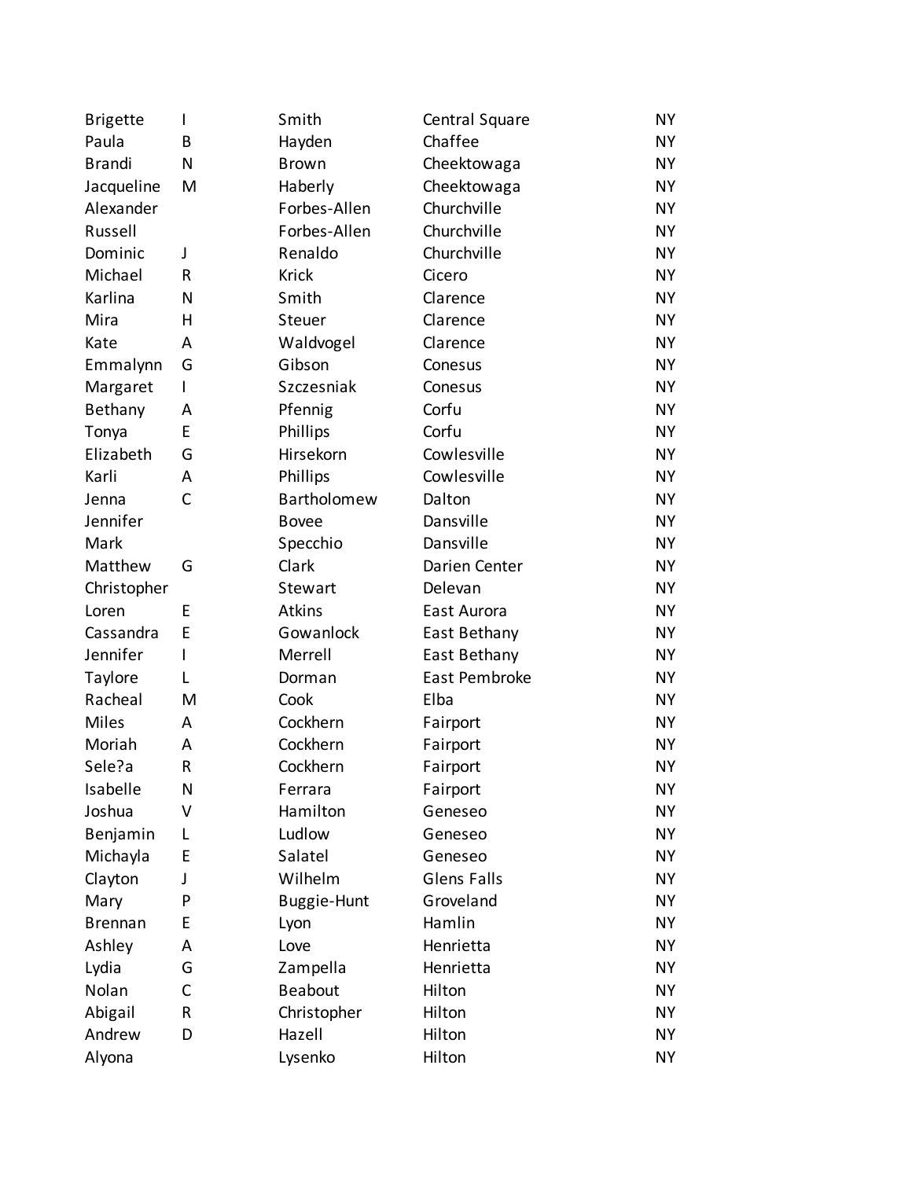| Brigette | I | Smith | Central Square | NY |
|---|---|---|---|---|
| Paula | B | Hayden | Chaffee | NY |
| Brandi | N | Brown | Cheektowaga | NY |
| Jacqueline | M | Haberly | Cheektowaga | NY |
| Alexander | | Forbes-Allen | Churchville | NY |
| Russell | | Forbes-Allen | Churchville | NY |
| Dominic | J | Renaldo | Churchville | NY |
| Michael | R | Krick | Cicero | NY |
| Karlina | N | Smith | Clarence | NY |
| Mira | H | Steuer | Clarence | NY |
| Kate | A | Waldvogel | Clarence | NY |
| Emmalynn | G | Gibson | Conesus | NY |
| Margaret | I | Szczesniak | Conesus | NY |
| Bethany | A | Pfennig | Corfu | NY |
| Tonya | E | Phillips | Corfu | NY |
| Elizabeth | G | Hirsekorn | Cowlesville | NY |
| Karli | A | Phillips | Cowlesville | NY |
| Jenna | C | Bartholomew | Dalton | NY |
| Jennifer | | Bovee | Dansville | NY |
| Mark | | Specchio | Dansville | NY |
| Matthew | G | Clark | Darien Center | NY |
| Christopher | | Stewart | Delevan | NY |
| Loren | E | Atkins | East Aurora | NY |
| Cassandra | E | Gowanlock | East Bethany | NY |
| Jennifer | I | Merrell | East Bethany | NY |
| Taylore | L | Dorman | East Pembroke | NY |
| Racheal | M | Cook | Elba | NY |
| Miles | A | Cockhern | Fairport | NY |
| Moriah | A | Cockhern | Fairport | NY |
| Sele?a | R | Cockhern | Fairport | NY |
| Isabelle | N | Ferrara | Fairport | NY |
| Joshua | V | Hamilton | Geneseo | NY |
| Benjamin | L | Ludlow | Geneseo | NY |
| Michayla | E | Salatel | Geneseo | NY |
| Clayton | J | Wilhelm | Glens Falls | NY |
| Mary | P | Buggie-Hunt | Groveland | NY |
| Brennan | E | Lyon | Hamlin | NY |
| Ashley | A | Love | Henrietta | NY |
| Lydia | G | Zampella | Henrietta | NY |
| Nolan | C | Beabout | Hilton | NY |
| Abigail | R | Christopher | Hilton | NY |
| Andrew | D | Hazell | Hilton | NY |
| Alyona | | Lysenko | Hilton | NY |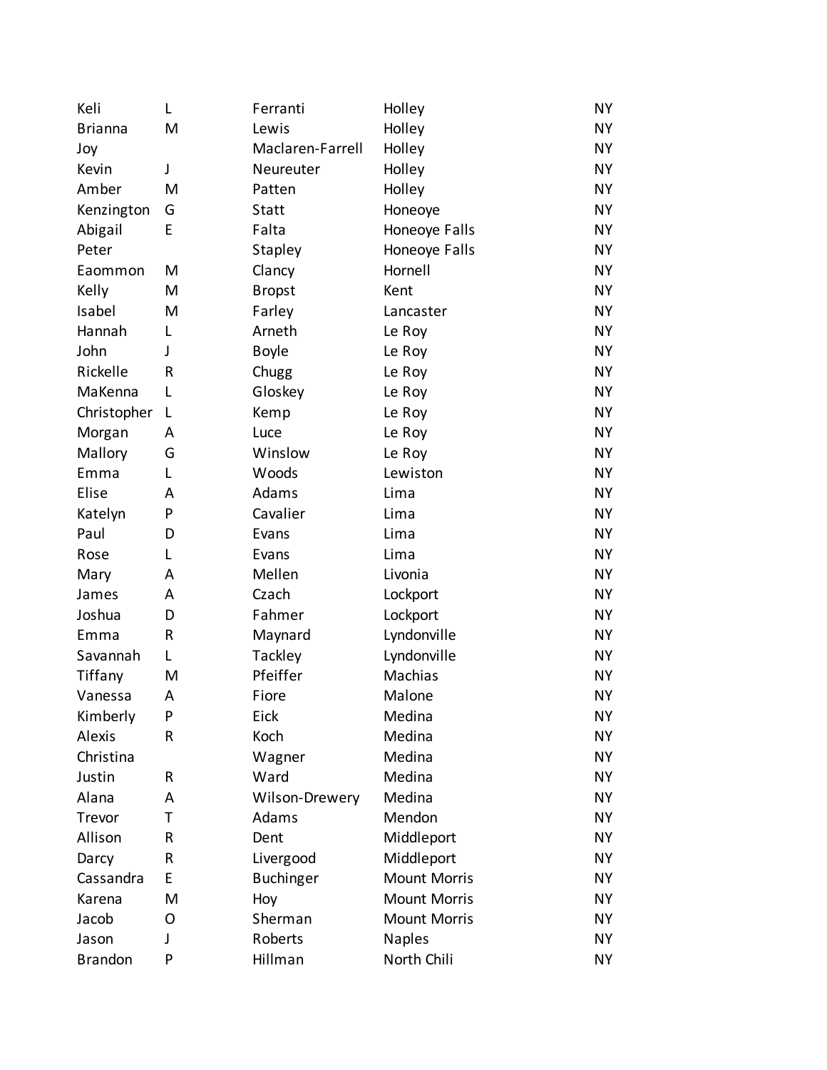| | | | | |
|---|---|---|---|---|
| Keli | L | Ferranti | Holley | NY |
| Brianna | M | Lewis | Holley | NY |
| Joy | | Maclaren-Farrell | Holley | NY |
| Kevin | J | Neureuter | Holley | NY |
| Amber | M | Patten | Holley | NY |
| Kenzington | G | Statt | Honeoye | NY |
| Abigail | E | Falta | Honeoye Falls | NY |
| Peter | | Stapley | Honeoye Falls | NY |
| Eaommon | M | Clancy | Hornell | NY |
| Kelly | M | Bropst | Kent | NY |
| Isabel | M | Farley | Lancaster | NY |
| Hannah | L | Arneth | Le Roy | NY |
| John | J | Boyle | Le Roy | NY |
| Rickelle | R | Chugg | Le Roy | NY |
| MaKenna | L | Gloskey | Le Roy | NY |
| Christopher | L | Kemp | Le Roy | NY |
| Morgan | A | Luce | Le Roy | NY |
| Mallory | G | Winslow | Le Roy | NY |
| Emma | L | Woods | Lewiston | NY |
| Elise | A | Adams | Lima | NY |
| Katelyn | P | Cavalier | Lima | NY |
| Paul | D | Evans | Lima | NY |
| Rose | L | Evans | Lima | NY |
| Mary | A | Mellen | Livonia | NY |
| James | A | Czach | Lockport | NY |
| Joshua | D | Fahmer | Lockport | NY |
| Emma | R | Maynard | Lyndonville | NY |
| Savannah | L | Tackley | Lyndonville | NY |
| Tiffany | M | Pfeiffer | Machias | NY |
| Vanessa | A | Fiore | Malone | NY |
| Kimberly | P | Eick | Medina | NY |
| Alexis | R | Koch | Medina | NY |
| Christina | | Wagner | Medina | NY |
| Justin | R | Ward | Medina | NY |
| Alana | A | Wilson-Drewery | Medina | NY |
| Trevor | T | Adams | Mendon | NY |
| Allison | R | Dent | Middleport | NY |
| Darcy | R | Livergood | Middleport | NY |
| Cassandra | E | Buchinger | Mount Morris | NY |
| Karena | M | Hoy | Mount Morris | NY |
| Jacob | O | Sherman | Mount Morris | NY |
| Jason | J | Roberts | Naples | NY |
| Brandon | P | Hillman | North Chili | NY |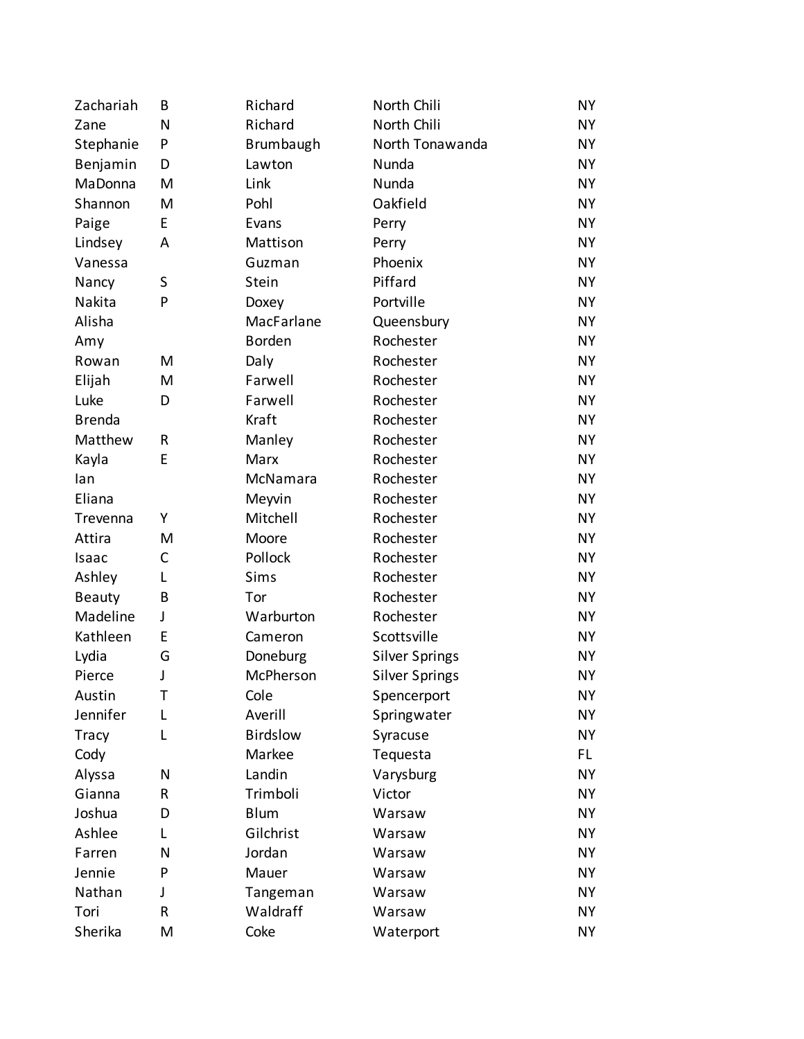| | | | | |
|---|---|---|---|---|
| Zachariah | B | Richard | North Chili | NY |
| Zane | N | Richard | North Chili | NY |
| Stephanie | P | Brumbaugh | North Tonawanda | NY |
| Benjamin | D | Lawton | Nunda | NY |
| MaDonna | M | Link | Nunda | NY |
| Shannon | M | Pohl | Oakfield | NY |
| Paige | E | Evans | Perry | NY |
| Lindsey | A | Mattison | Perry | NY |
| Vanessa | | Guzman | Phoenix | NY |
| Nancy | S | Stein | Piffard | NY |
| Nakita | P | Doxey | Portville | NY |
| Alisha | | MacFarlane | Queensbury | NY |
| Amy | | Borden | Rochester | NY |
| Rowan | M | Daly | Rochester | NY |
| Elijah | M | Farwell | Rochester | NY |
| Luke | D | Farwell | Rochester | NY |
| Brenda | | Kraft | Rochester | NY |
| Matthew | R | Manley | Rochester | NY |
| Kayla | E | Marx | Rochester | NY |
| Ian | | McNamara | Rochester | NY |
| Eliana | | Meyvin | Rochester | NY |
| Trevenna | Y | Mitchell | Rochester | NY |
| Attira | M | Moore | Rochester | NY |
| Isaac | C | Pollock | Rochester | NY |
| Ashley | L | Sims | Rochester | NY |
| Beauty | B | Tor | Rochester | NY |
| Madeline | J | Warburton | Rochester | NY |
| Kathleen | E | Cameron | Scottsville | NY |
| Lydia | G | Doneburg | Silver Springs | NY |
| Pierce | J | McPherson | Silver Springs | NY |
| Austin | T | Cole | Spencerport | NY |
| Jennifer | L | Averill | Springwater | NY |
| Tracy | L | Birdslow | Syracuse | NY |
| Cody | | Markee | Tequesta | FL |
| Alyssa | N | Landin | Varysburg | NY |
| Gianna | R | Trimboli | Victor | NY |
| Joshua | D | Blum | Warsaw | NY |
| Ashlee | L | Gilchrist | Warsaw | NY |
| Farren | N | Jordan | Warsaw | NY |
| Jennie | P | Mauer | Warsaw | NY |
| Nathan | J | Tangeman | Warsaw | NY |
| Tori | R | Waldraff | Warsaw | NY |
| Sherika | M | Coke | Waterport | NY |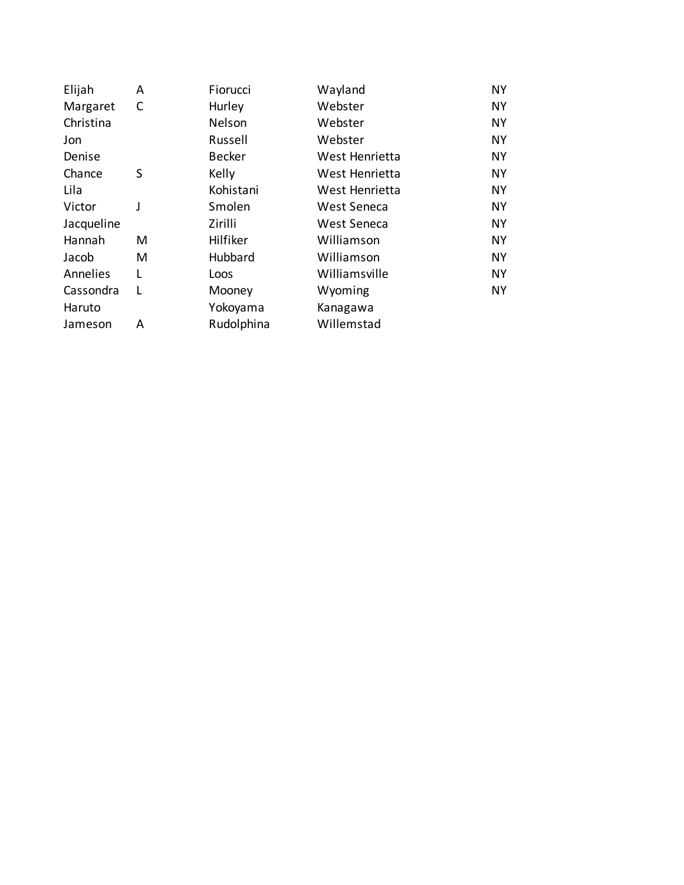| | | | | |
|---|---|---|---|---|
| Elijah | A | Fiorucci | Wayland | NY |
| Margaret | C | Hurley | Webster | NY |
| Christina | | Nelson | Webster | NY |
| Jon | | Russell | Webster | NY |
| Denise | | Becker | West Henrietta | NY |
| Chance | S | Kelly | West Henrietta | NY |
| Lila | | Kohistani | West Henrietta | NY |
| Victor | J | Smolen | West Seneca | NY |
| Jacqueline | | Zirilli | West Seneca | NY |
| Hannah | M | Hilfiker | Williamson | NY |
| Jacob | M | Hubbard | Williamson | NY |
| Annelies | L | Loos | Williamsville | NY |
| Cassondra | L | Mooney | Wyoming | NY |
| Haruto | | Yokoyama | Kanagawa | |
| Jameson | A | Rudolphina | Willemstad | |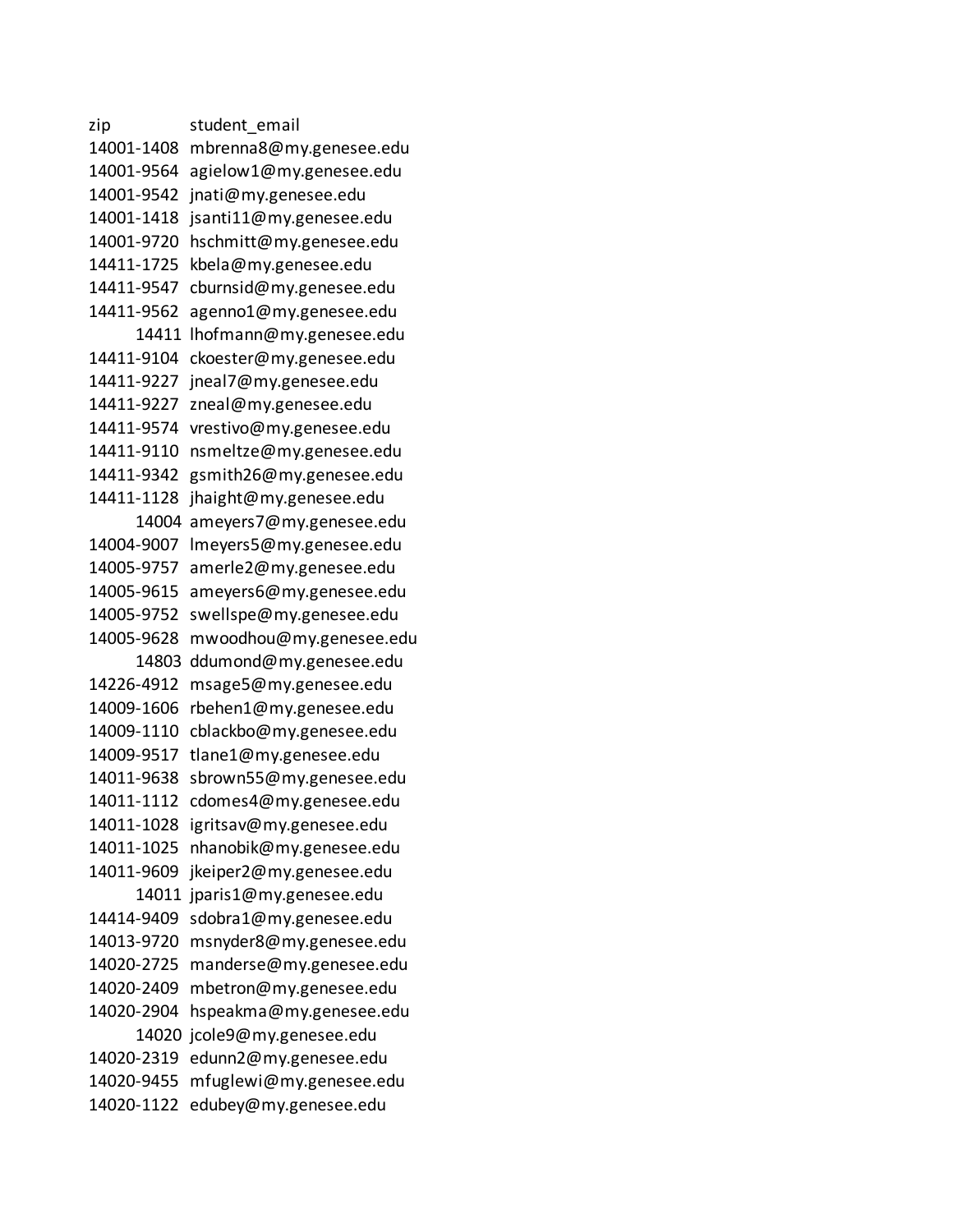| zip | student_email |
| --- | --- |
| 14001-1408 | mbrenna8@my.genesee.edu |
| 14001-9564 | agielow1@my.genesee.edu |
| 14001-9542 | jnati@my.genesee.edu |
| 14001-1418 | jsanti11@my.genesee.edu |
| 14001-9720 | hschmitt@my.genesee.edu |
| 14411-1725 | kbela@my.genesee.edu |
| 14411-9547 | cburnsid@my.genesee.edu |
| 14411-9562 | agenno1@my.genesee.edu |
| 14411 | lhofmann@my.genesee.edu |
| 14411-9104 | ckoester@my.genesee.edu |
| 14411-9227 | jneal7@my.genesee.edu |
| 14411-9227 | zneal@my.genesee.edu |
| 14411-9574 | vrestivo@my.genesee.edu |
| 14411-9110 | nsmeltze@my.genesee.edu |
| 14411-9342 | gsmith26@my.genesee.edu |
| 14411-1128 | jhaight@my.genesee.edu |
| 14004 | ameyers7@my.genesee.edu |
| 14004-9007 | lmeyers5@my.genesee.edu |
| 14005-9757 | amerle2@my.genesee.edu |
| 14005-9615 | ameyers6@my.genesee.edu |
| 14005-9752 | swellspe@my.genesee.edu |
| 14005-9628 | mwoodhou@my.genesee.edu |
| 14803 | ddumond@my.genesee.edu |
| 14226-4912 | msage5@my.genesee.edu |
| 14009-1606 | rbehen1@my.genesee.edu |
| 14009-1110 | cblackbo@my.genesee.edu |
| 14009-9517 | tlane1@my.genesee.edu |
| 14011-9638 | sbrown55@my.genesee.edu |
| 14011-1112 | cdomes4@my.genesee.edu |
| 14011-1028 | igritsav@my.genesee.edu |
| 14011-1025 | nhanobik@my.genesee.edu |
| 14011-9609 | jkeiper2@my.genesee.edu |
| 14011 | jparis1@my.genesee.edu |
| 14414-9409 | sdobra1@my.genesee.edu |
| 14013-9720 | msnyder8@my.genesee.edu |
| 14020-2725 | manderse@my.genesee.edu |
| 14020-2409 | mbetron@my.genesee.edu |
| 14020-2904 | hspeakma@my.genesee.edu |
| 14020 | jcole9@my.genesee.edu |
| 14020-2319 | edunn2@my.genesee.edu |
| 14020-9455 | mfuglewi@my.genesee.edu |
| 14020-1122 | edubey@my.genesee.edu |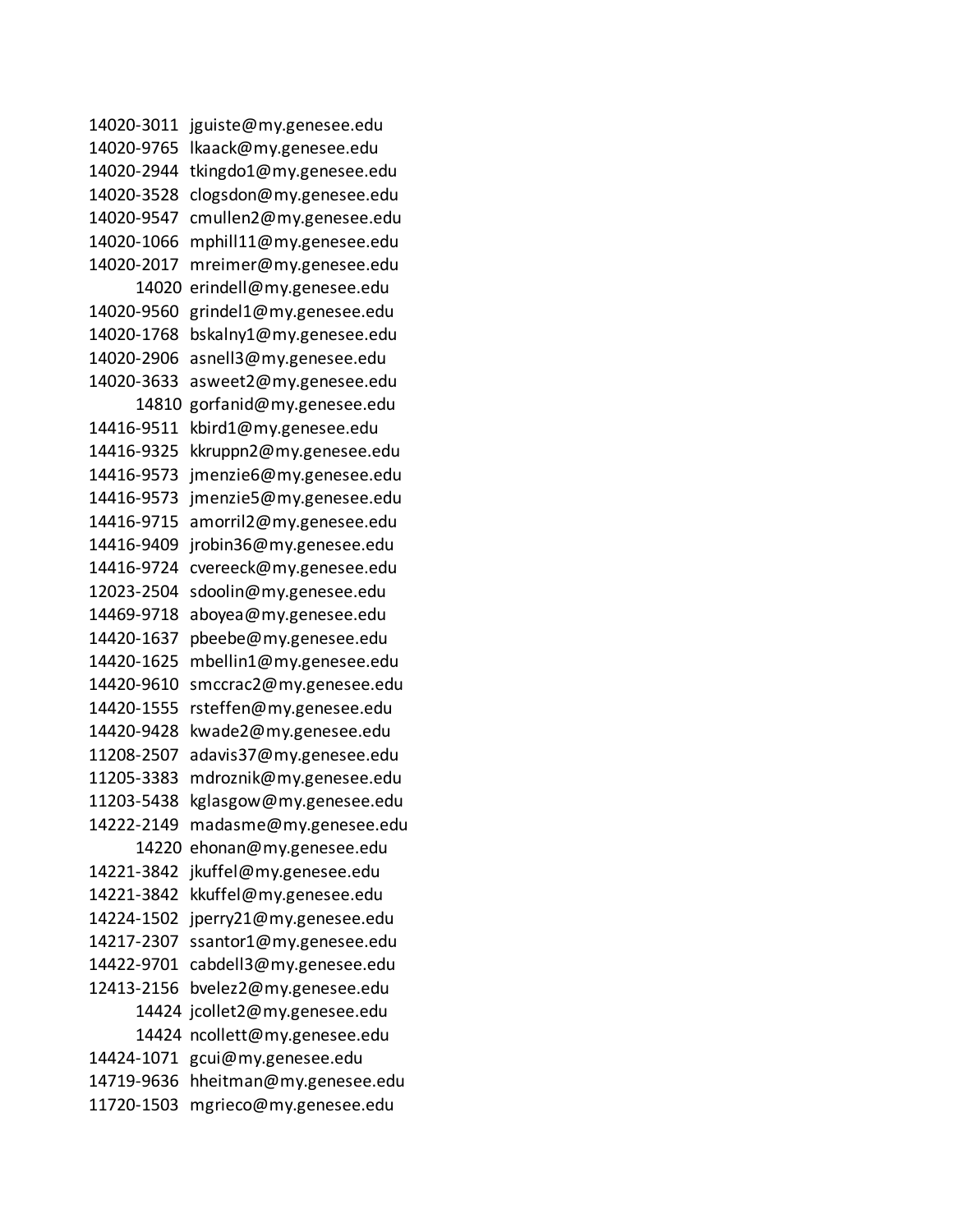| | |
|---|---|
| 14020-3011 | jguiste@my.genesee.edu |
| 14020-9765 | lkaack@my.genesee.edu |
| 14020-2944 | tkingdo1@my.genesee.edu |
| 14020-3528 | clogsdon@my.genesee.edu |
| 14020-9547 | cmullen2@my.genesee.edu |
| 14020-1066 | mphill11@my.genesee.edu |
| 14020-2017 | mreimer@my.genesee.edu |
| 14020 | erindell@my.genesee.edu |
| 14020-9560 | grindel1@my.genesee.edu |
| 14020-1768 | bskalny1@my.genesee.edu |
| 14020-2906 | asnell3@my.genesee.edu |
| 14020-3633 | asweet2@my.genesee.edu |
| 14810 | gorfanid@my.genesee.edu |
| 14416-9511 | kbird1@my.genesee.edu |
| 14416-9325 | kkruppn2@my.genesee.edu |
| 14416-9573 | jmenzie6@my.genesee.edu |
| 14416-9573 | jmenzie5@my.genesee.edu |
| 14416-9715 | amorril2@my.genesee.edu |
| 14416-9409 | jrobin36@my.genesee.edu |
| 14416-9724 | cvereeck@my.genesee.edu |
| 12023-2504 | sdoolin@my.genesee.edu |
| 14469-9718 | aboyea@my.genesee.edu |
| 14420-1637 | pbeebe@my.genesee.edu |
| 14420-1625 | mbellin1@my.genesee.edu |
| 14420-9610 | smccrac2@my.genesee.edu |
| 14420-1555 | rsteffen@my.genesee.edu |
| 14420-9428 | kwade2@my.genesee.edu |
| 11208-2507 | adavis37@my.genesee.edu |
| 11205-3383 | mdroznik@my.genesee.edu |
| 11203-5438 | kglasgow@my.genesee.edu |
| 14222-2149 | madasme@my.genesee.edu |
| 14220 | ehonan@my.genesee.edu |
| 14221-3842 | jkuffel@my.genesee.edu |
| 14221-3842 | kkuffel@my.genesee.edu |
| 14224-1502 | jperry21@my.genesee.edu |
| 14217-2307 | ssantor1@my.genesee.edu |
| 14422-9701 | cabdell3@my.genesee.edu |
| 12413-2156 | bvelez2@my.genesee.edu |
| 14424 | jcollet2@my.genesee.edu |
| 14424 | ncollett@my.genesee.edu |
| 14424-1071 | gcui@my.genesee.edu |
| 14719-9636 | hheitman@my.genesee.edu |
| 11720-1503 | mgrieco@my.genesee.edu |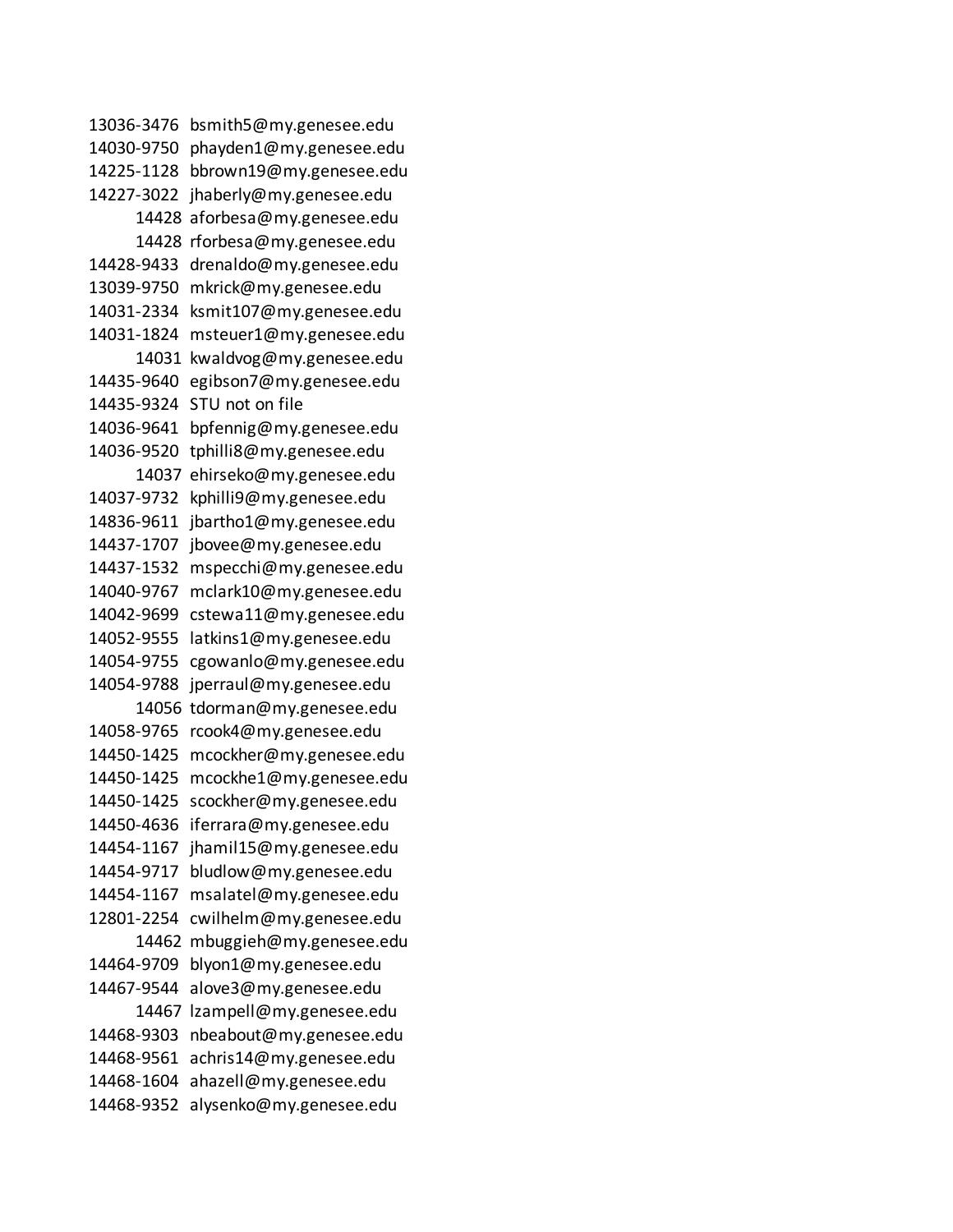| | |
|---|---|
| 13036-3476 | bsmith5@my.genesee.edu |
| 14030-9750 | phayden1@my.genesee.edu |
| 14225-1128 | bbrown19@my.genesee.edu |
| 14227-3022 | jhaberly@my.genesee.edu |
| 14428 | aforbesa@my.genesee.edu |
| 14428 | rforbesa@my.genesee.edu |
| 14428-9433 | drenaldo@my.genesee.edu |
| 13039-9750 | mkrick@my.genesee.edu |
| 14031-2334 | ksmit107@my.genesee.edu |
| 14031-1824 | msteuer1@my.genesee.edu |
| 14031 | kwaldvog@my.genesee.edu |
| 14435-9640 | egibson7@my.genesee.edu |
| 14435-9324 | STU not on file |
| 14036-9641 | bpfennig@my.genesee.edu |
| 14036-9520 | tphilli8@my.genesee.edu |
| 14037 | ehirseko@my.genesee.edu |
| 14037-9732 | kphilli9@my.genesee.edu |
| 14836-9611 | jbartho1@my.genesee.edu |
| 14437-1707 | jbovee@my.genesee.edu |
| 14437-1532 | mspecchi@my.genesee.edu |
| 14040-9767 | mclark10@my.genesee.edu |
| 14042-9699 | cstewa11@my.genesee.edu |
| 14052-9555 | latkins1@my.genesee.edu |
| 14054-9755 | cgowanlo@my.genesee.edu |
| 14054-9788 | jperraul@my.genesee.edu |
| 14056 | tdorman@my.genesee.edu |
| 14058-9765 | rcook4@my.genesee.edu |
| 14450-1425 | mcockher@my.genesee.edu |
| 14450-1425 | mcockhe1@my.genesee.edu |
| 14450-1425 | scockher@my.genesee.edu |
| 14450-4636 | iferrara@my.genesee.edu |
| 14454-1167 | jhamil15@my.genesee.edu |
| 14454-9717 | bludlow@my.genesee.edu |
| 14454-1167 | msalatel@my.genesee.edu |
| 12801-2254 | cwilhelm@my.genesee.edu |
| 14462 | mbuggieh@my.genesee.edu |
| 14464-9709 | blyon1@my.genesee.edu |
| 14467-9544 | alove3@my.genesee.edu |
| 14467 | lzampell@my.genesee.edu |
| 14468-9303 | nbeabout@my.genesee.edu |
| 14468-9561 | achris14@my.genesee.edu |
| 14468-1604 | ahazell@my.genesee.edu |
| 14468-9352 | alysenko@my.genesee.edu |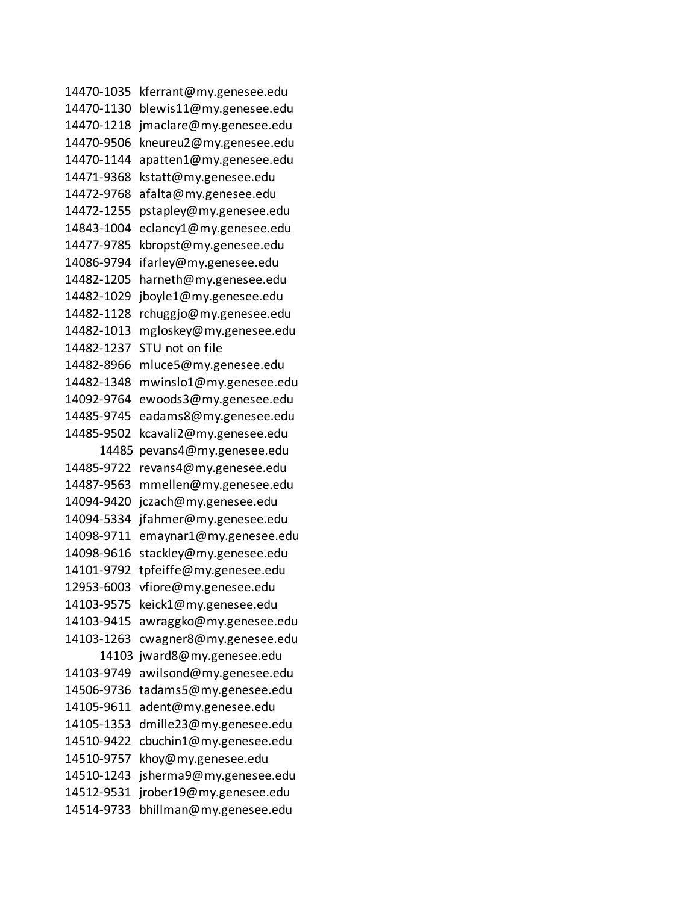| | |
|---|---|
| 14470-1035 | kferrant@my.genesee.edu |
| 14470-1130 | blewis11@my.genesee.edu |
| 14470-1218 | jmaclare@my.genesee.edu |
| 14470-9506 | kneureu2@my.genesee.edu |
| 14470-1144 | apatten1@my.genesee.edu |
| 14471-9368 | kstatt@my.genesee.edu |
| 14472-9768 | afalta@my.genesee.edu |
| 14472-1255 | pstapley@my.genesee.edu |
| 14843-1004 | eclancy1@my.genesee.edu |
| 14477-9785 | kbropst@my.genesee.edu |
| 14086-9794 | ifarley@my.genesee.edu |
| 14482-1205 | harneth@my.genesee.edu |
| 14482-1029 | jboyle1@my.genesee.edu |
| 14482-1128 | rchuggjo@my.genesee.edu |
| 14482-1013 | mgloskey@my.genesee.edu |
| 14482-1237 | STU not on file |
| 14482-8966 | mluce5@my.genesee.edu |
| 14482-1348 | mwinslo1@my.genesee.edu |
| 14092-9764 | ewoods3@my.genesee.edu |
| 14485-9745 | eadams8@my.genesee.edu |
| 14485-9502 | kcavali2@my.genesee.edu |
| 14485 | pevans4@my.genesee.edu |
| 14485-9722 | revans4@my.genesee.edu |
| 14487-9563 | mmellen@my.genesee.edu |
| 14094-9420 | jczach@my.genesee.edu |
| 14094-5334 | jfahmer@my.genesee.edu |
| 14098-9711 | emaynar1@my.genesee.edu |
| 14098-9616 | stackley@my.genesee.edu |
| 14101-9792 | tpfeiffe@my.genesee.edu |
| 12953-6003 | vfiore@my.genesee.edu |
| 14103-9575 | keick1@my.genesee.edu |
| 14103-9415 | awraggko@my.genesee.edu |
| 14103-1263 | cwagner8@my.genesee.edu |
| 14103 | jward8@my.genesee.edu |
| 14103-9749 | awilsond@my.genesee.edu |
| 14506-9736 | tadams5@my.genesee.edu |
| 14105-9611 | adent@my.genesee.edu |
| 14105-1353 | dmille23@my.genesee.edu |
| 14510-9422 | cbuchin1@my.genesee.edu |
| 14510-9757 | khoy@my.genesee.edu |
| 14510-1243 | jsherma9@my.genesee.edu |
| 14512-9531 | jrober19@my.genesee.edu |
| 14514-9733 | bhillman@my.genesee.edu |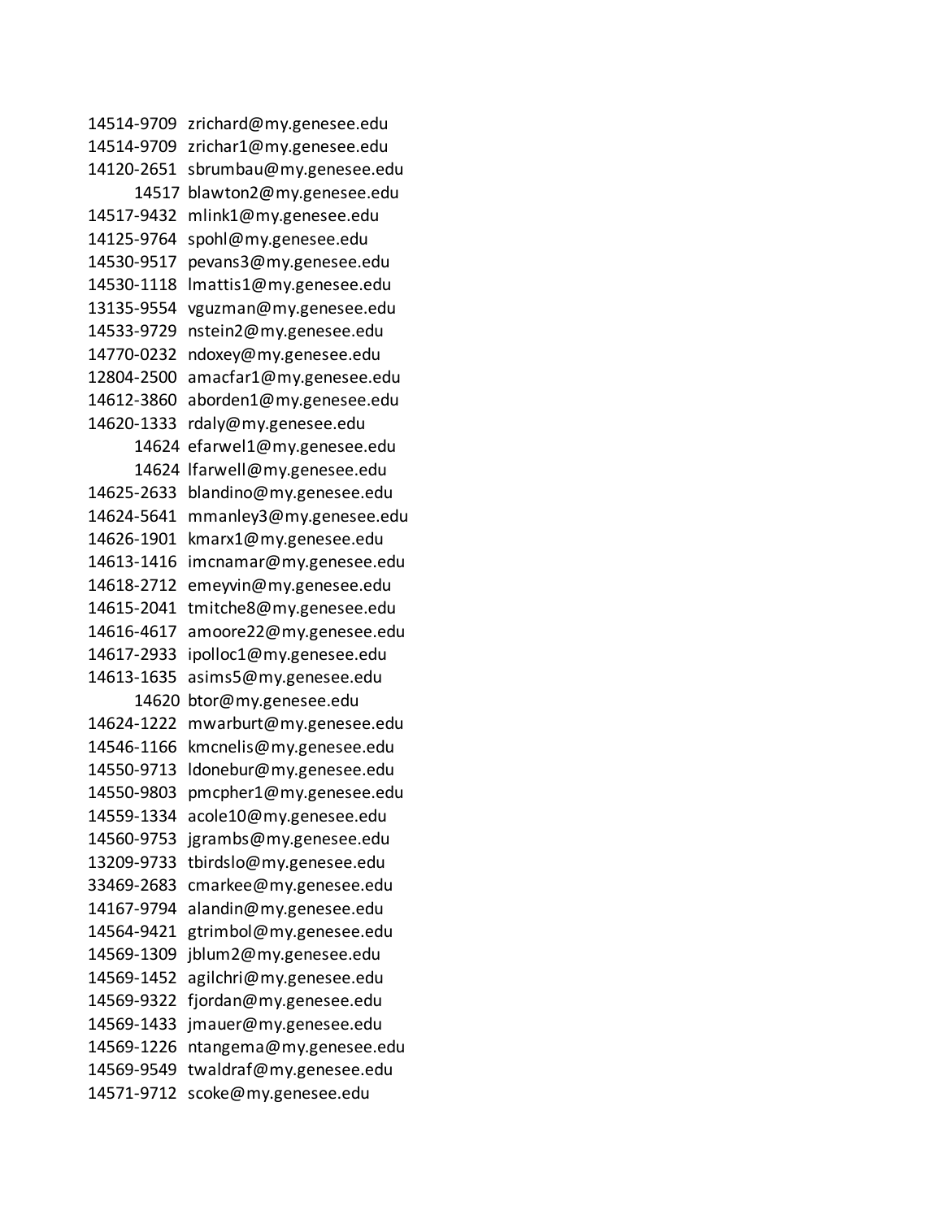| | |
|---|---|
| 14514-9709 | zrichard@my.genesee.edu |
| 14514-9709 | zrichar1@my.genesee.edu |
| 14120-2651 | sbrumbau@my.genesee.edu |
| 14517 | blawton2@my.genesee.edu |
| 14517-9432 | mlink1@my.genesee.edu |
| 14125-9764 | spohl@my.genesee.edu |
| 14530-9517 | pevans3@my.genesee.edu |
| 14530-1118 | lmattis1@my.genesee.edu |
| 13135-9554 | vguzman@my.genesee.edu |
| 14533-9729 | nstein2@my.genesee.edu |
| 14770-0232 | ndoxey@my.genesee.edu |
| 12804-2500 | amacfar1@my.genesee.edu |
| 14612-3860 | aborden1@my.genesee.edu |
| 14620-1333 | rdaly@my.genesee.edu |
| 14624 | efarwel1@my.genesee.edu |
| 14624 | lfarwell@my.genesee.edu |
| 14625-2633 | blandino@my.genesee.edu |
| 14624-5641 | mmanley3@my.genesee.edu |
| 14626-1901 | kmarx1@my.genesee.edu |
| 14613-1416 | imcnamar@my.genesee.edu |
| 14618-2712 | emeyvin@my.genesee.edu |
| 14615-2041 | tmitche8@my.genesee.edu |
| 14616-4617 | amoore22@my.genesee.edu |
| 14617-2933 | ipolloc1@my.genesee.edu |
| 14613-1635 | asims5@my.genesee.edu |
| 14620 | btor@my.genesee.edu |
| 14624-1222 | mwarburt@my.genesee.edu |
| 14546-1166 | kmcnelis@my.genesee.edu |
| 14550-9713 | ldonebur@my.genesee.edu |
| 14550-9803 | pmcpher1@my.genesee.edu |
| 14559-1334 | acole10@my.genesee.edu |
| 14560-9753 | jgrambs@my.genesee.edu |
| 13209-9733 | tbirdslo@my.genesee.edu |
| 33469-2683 | cmarkee@my.genesee.edu |
| 14167-9794 | alandin@my.genesee.edu |
| 14564-9421 | gtrimbol@my.genesee.edu |
| 14569-1309 | jblum2@my.genesee.edu |
| 14569-1452 | agilchri@my.genesee.edu |
| 14569-9322 | fjordan@my.genesee.edu |
| 14569-1433 | jmauer@my.genesee.edu |
| 14569-1226 | ntangema@my.genesee.edu |
| 14569-9549 | twaldraf@my.genesee.edu |
| 14571-9712 | scoke@my.genesee.edu |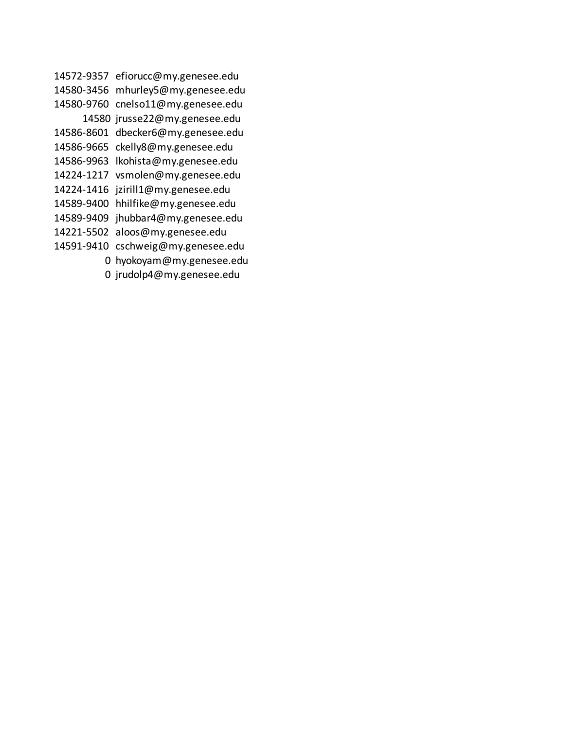| | |
|---|---|
| 14572-9357 | efiorucc@my.genesee.edu |
| 14580-3456 | mhurley5@my.genesee.edu |
| 14580-9760 | cnelso11@my.genesee.edu |
| 14580 | jrusse22@my.genesee.edu |
| 14586-8601 | dbecker6@my.genesee.edu |
| 14586-9665 | ckelly8@my.genesee.edu |
| 14586-9963 | lkohista@my.genesee.edu |
| 14224-1217 | vsmolen@my.genesee.edu |
| 14224-1416 | jzirill1@my.genesee.edu |
| 14589-9400 | hhilfike@my.genesee.edu |
| 14589-9409 | jhubbar4@my.genesee.edu |
| 14221-5502 | aloos@my.genesee.edu |
| 14591-9410 | cschweig@my.genesee.edu |
| 0 | hyokoyam@my.genesee.edu |
| 0 | jrudolp4@my.genesee.edu |